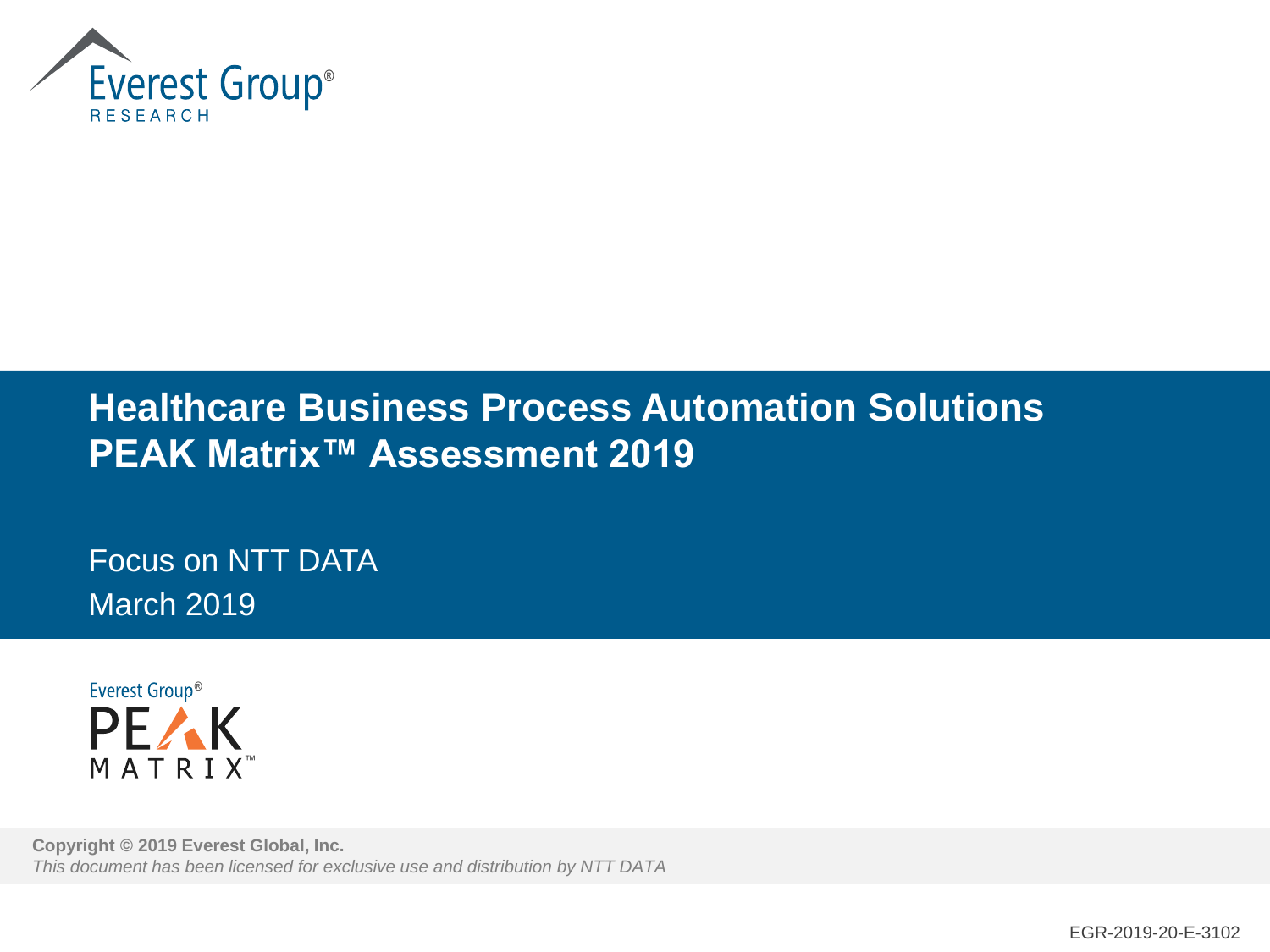# Healthcare Business Process Automation Solutions PEAK Matrix™ Assessment 2019

Focus on NTT DATA

March 2019

**Copyright © 2019 Everest Global, Inc.**

*This document has been licensed for exclusive use and distribution by NTT DATA*

EGR-2019-20-E-3102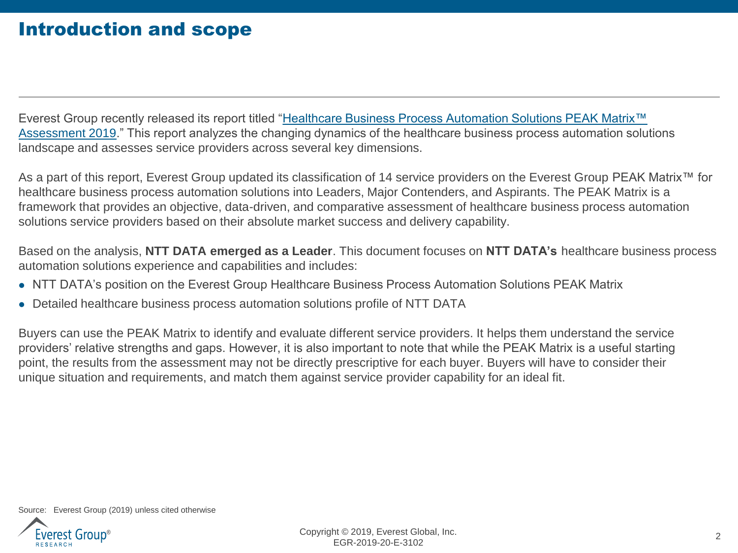# Introduction and scope

Everest Group recently released its report titled "Healthcare Business Process Automation Solutions PEAK Matrix™ Assessment 2019." This report analyzes the changing dynamics of the healthcare business process automation solutions landscape and assesses service providers across several key dimensions.

As a part of this report, Everest Group updated its classification of 14 service providers on the Everest Group PEAK Matrix™ for healthcare business process automation solutions into Leaders, Major Contenders, and Aspirants. The PEAK Matrix is a framework that provides an objective, data-driven, and comparative assessment of healthcare business process automation solutions service providers based on their absolute market success and delivery capability.

Based on the analysis, **NTT DATA emerged as a Leader**. This document focuses on **NTT DATA's** healthcare business process automation solutions experience and capabilities and includes:

- NTT DATA's position on the Everest Group Healthcare Business Process Automation Solutions PEAK Matrix
- Detailed healthcare business process automation solutions profile of NTT DATA

Buyers can use the PEAK Matrix to identify and evaluate different service providers. It helps them understand the service providers' relative strengths and gaps. However, it is also important to note that while the PEAK Matrix is a useful starting point, the results from the assessment may not be directly prescriptive for each buyer. Buyers will have to consider their unique situation and requirements, and match them against service provider capability for an ideal fit.

Source: Everest Group (2019) unless cited otherwise

Copyright © 2019, Everest Global, Inc.
EGR-2019-20-E-3102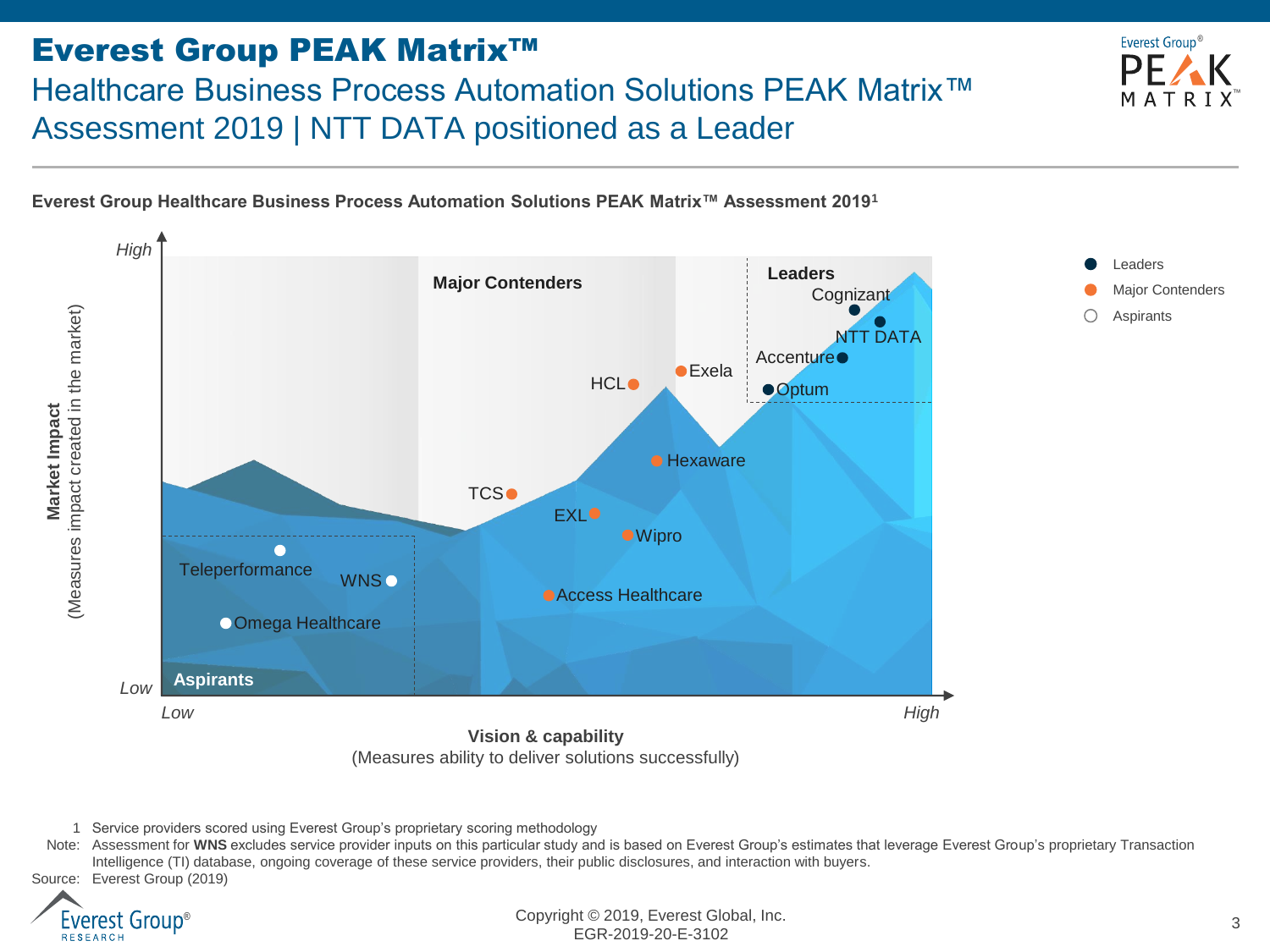# Everest Group PEAK Matrix™

## Healthcare Business Process Automation Solutions PEAK Matrix™ Assessment 2019 | NTT DATA positioned as a Leader

**Everest Group Healthcare Business Process Automation Solutions PEAK Matrix™ Assessment 2019[1]**

Market Impact (Measures impact created in the market): Low – High

Vision & capability (Measures ability to deliver solutions successfully): Low – High

Legend: Leaders, Major Contenders, Aspirants

**Leaders:** Cognizant, NTT DATA, Accenture, Optum

**Major Contenders:** Exela, HCL, Hexaware, TCS, EXL, Wipro, Access Healthcare

**Aspirants:** Teleperformance, WNS, Omega Healthcare

1 Service providers scored using Everest Group's proprietary scoring methodology

Note: Assessment for **WNS** excludes service provider inputs on this particular study and is based on Everest Group's estimates that leverage Everest Group's proprietary Transaction Intelligence (TI) database, ongoing coverage of these service providers, their public disclosures, and interaction with buyers.

Source: Everest Group (2019)

Copyright © 2019, Everest Global, Inc.
EGR-2019-20-E-3102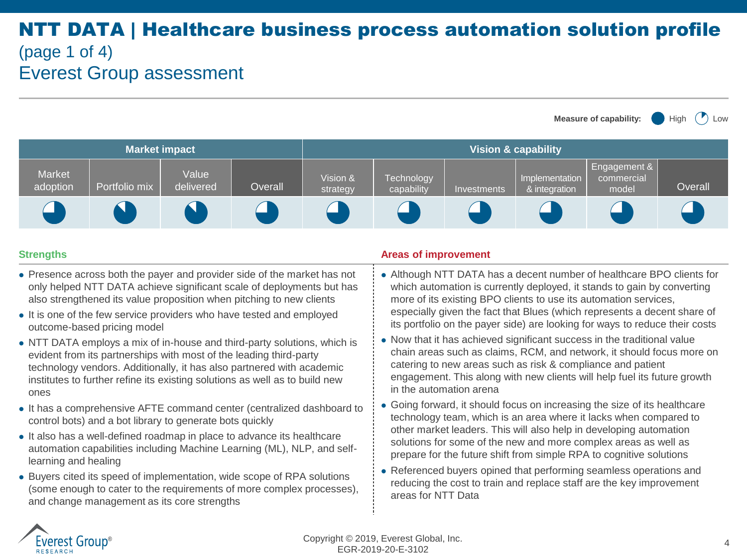# NTT DATA | Healthcare business process automation solution profile (page 1 of 4)

## Everest Group assessment

Measure of capability: ● High ◔ Low

| Market impact | | | | Vision & capability | | | | | |
|---|---|---|---|---|---|---|---|---|---|
| Market adoption | Portfolio mix | Value delivered | Overall | Vision & strategy | Technology capability | Investments | Implementation & integration | Engagement & commercial model | Overall |
| ◕ | ◕ | ◕ | ◕ | ◕ | ◕ | ◕ | ◕ | ◕ | ◕ |

### Strengths

- Presence across both the payer and provider side of the market has not only helped NTT DATA achieve significant scale of deployments but has also strengthened its value proposition when pitching to new clients
- It is one of the few service providers who have tested and employed outcome-based pricing model
- NTT DATA employs a mix of in-house and third-party solutions, which is evident from its partnerships with most of the leading third-party technology vendors. Additionally, it has also partnered with academic institutes to further refine its existing solutions as well as to build new ones
- It has a comprehensive AFTE command center (centralized dashboard to control bots) and a bot library to generate bots quickly
- It also has a well-defined roadmap in place to advance its healthcare automation capabilities including Machine Learning (ML), NLP, and self-learning and healing
- Buyers cited its speed of implementation, wide scope of RPA solutions (some enough to cater to the requirements of more complex processes), and change management as its core strengths

### Areas of improvement

- Although NTT DATA has a decent number of healthcare BPO clients for which automation is currently deployed, it stands to gain by converting more of its existing BPO clients to use its automation services, especially given the fact that Blues (which represents a decent share of its portfolio on the payer side) are looking for ways to reduce their costs
- Now that it has achieved significant success in the traditional value chain areas such as claims, RCM, and network, it should focus more on catering to new areas such as risk & compliance and patient engagement. This along with new clients will help fuel its future growth in the automation arena
- Going forward, it should focus on increasing the size of its healthcare technology team, which is an area where it lacks when compared to other market leaders. This will also help in developing automation solutions for some of the new and more complex areas as well as prepare for the future shift from simple RPA to cognitive solutions
- Referenced buyers opined that performing seamless operations and reducing the cost to train and replace staff are the key improvement areas for NTT Data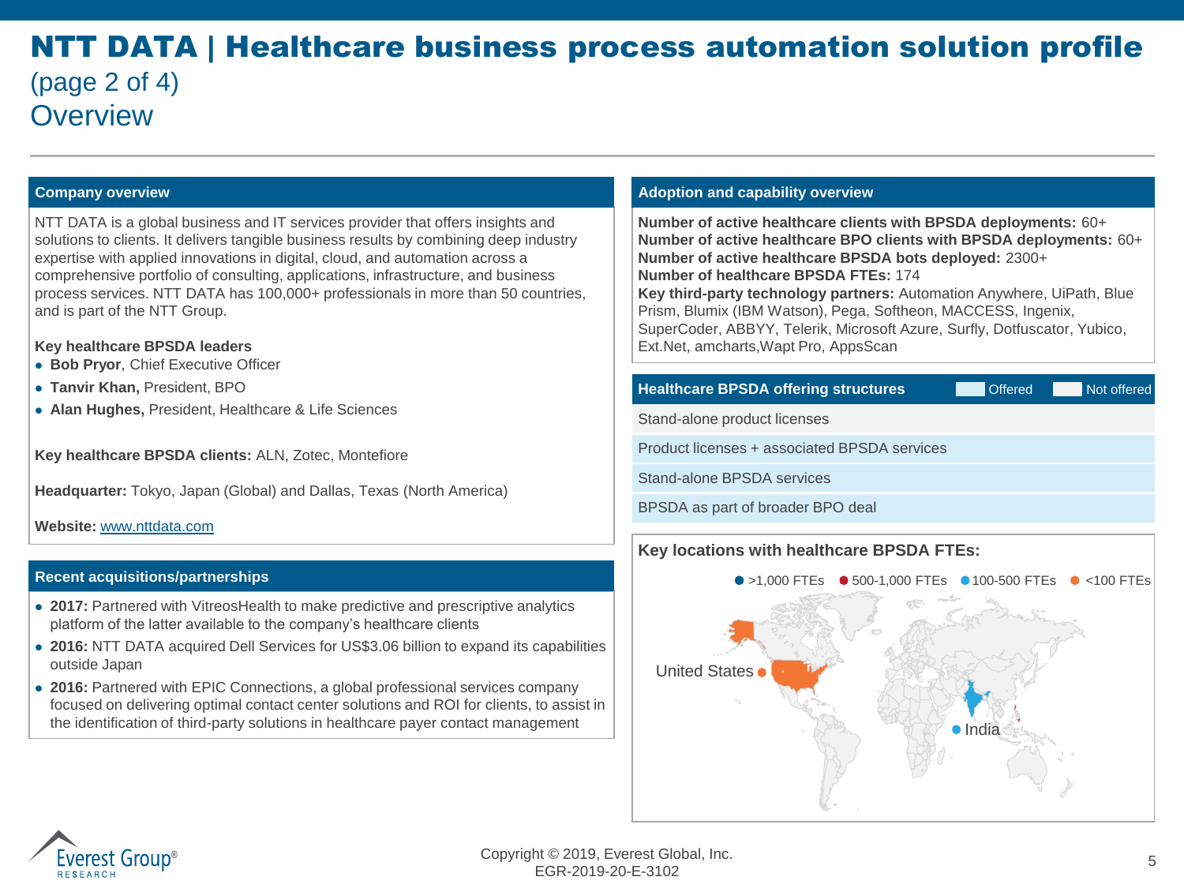# NTT DATA | Healthcare business process automation solution profile

(page 2 of 4)

## Overview

### Company overview

NTT DATA is a global business and IT services provider that offers insights and solutions to clients. It delivers tangible business results by combining deep industry expertise with applied innovations in digital, cloud, and automation across a comprehensive portfolio of consulting, applications, infrastructure, and business process services. NTT DATA has 100,000+ professionals in more than 50 countries, and is part of the NTT Group.

**Key healthcare BPSDA leaders**

- **Bob Pryor**, Chief Executive Officer
- **Tanvir Khan,** President, BPO
- **Alan Hughes,** President, Healthcare & Life Sciences

**Key healthcare BPSDA clients:** ALN, Zotec, Montefiore

**Headquarter:** Tokyo, Japan (Global) and Dallas, Texas (North America)

**Website:** [www.nttdata.com](http://www.nttdata.com)

### Recent acquisitions/partnerships

- **2017:** Partnered with VitreosHealth to make predictive and prescriptive analytics platform of the latter available to the company's healthcare clients
- **2016:** NTT DATA acquired Dell Services for US$3.06 billion to expand its capabilities outside Japan
- **2016:** Partnered with EPIC Connections, a global professional services company focused on delivering optimal contact center solutions and ROI for clients, to assist in the identification of third-party solutions in healthcare payer contact management

### Adoption and capability overview

**Number of active healthcare clients with BPSDA deployments:** 60+
**Number of active healthcare BPO clients with BPSDA deployments:** 60+
**Number of active healthcare BPSDA bots deployed:** 2300+
**Number of healthcare BPSDA FTEs:** 174
**Key third-party technology partners:** Automation Anywhere, UiPath, Blue Prism, Blumix (IBM Watson), Pega, Softheon, MACCESS, Ingenix, SuperCoder, ABBYY, Telerik, Microsoft Azure, Surfly, Dotfuscator, Yubico, Ext.Net, amcharts,Wapt Pro, AppsScan

### Healthcare BPSDA offering structures

| Offering structure | Status |
|---|---|
| Stand-alone product licenses | Not offered |
| Product licenses + associated BPSDA services | Offered |
| Stand-alone BPSDA services | Offered |
| BPSDA as part of broader BPO deal | Offered |

### Key locations with healthcare BPSDA FTEs:

Legend: >1,000 FTEs; 500-1,000 FTEs; 100-500 FTEs; <100 FTEs

- United States (<100 FTEs)
- India (100-500 FTEs)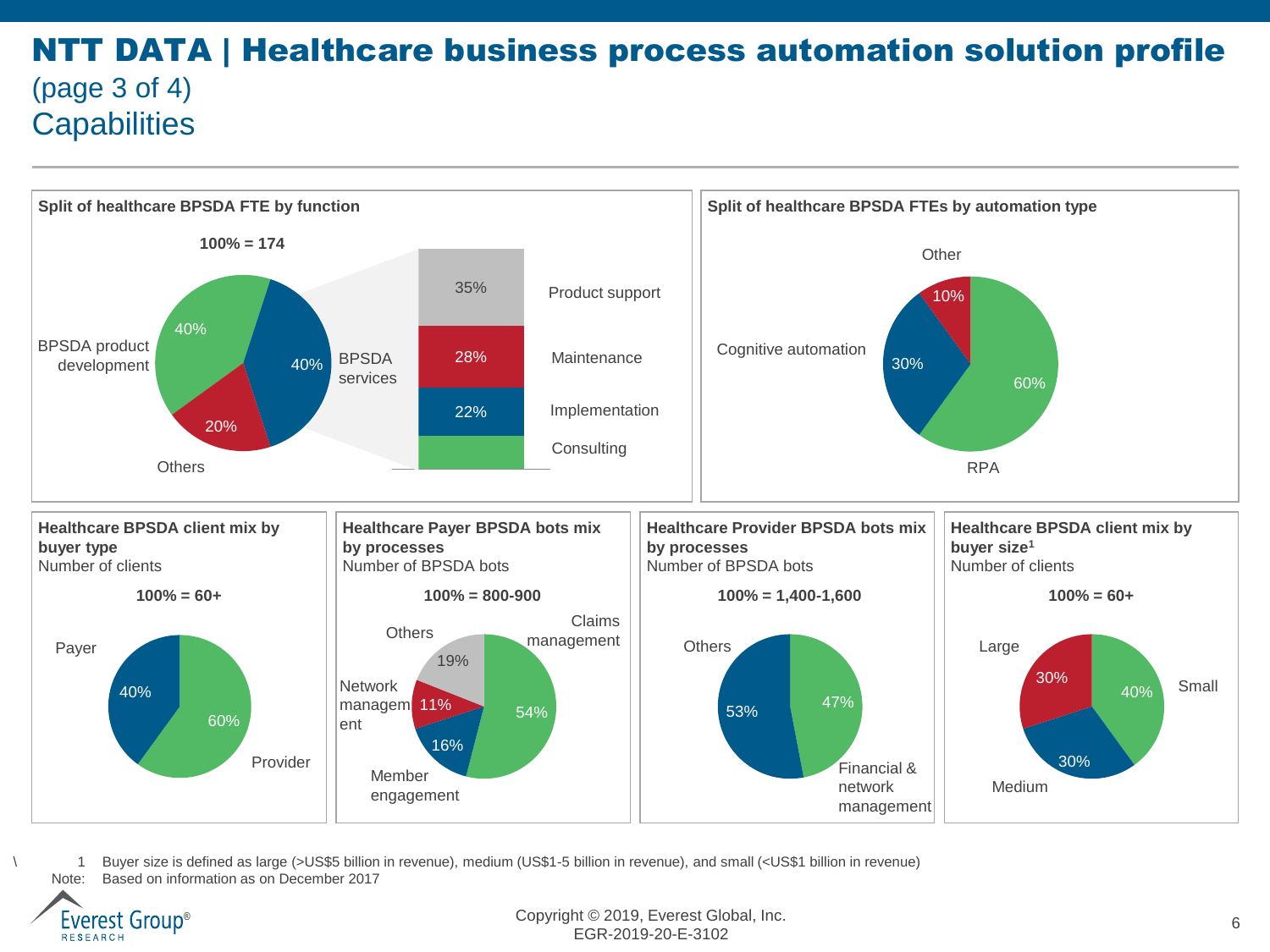# NTT DATA | Healthcare business process automation solution profile

(page 3 of 4)

## Capabilities

### Split of healthcare BPSDA FTE by function

100% = 174

| Function | Share |
|---|---|
| BPSDA product development | 40% |
| BPSDA services | 40% |
| Others | 20% |

BPSDA services breakdown:

| Service | Share |
|---|---|
| Product support | 35% |
| Maintenance | 28% |
| Implementation | 22% |
| Consulting | |

### Split of healthcare BPSDA FTEs by automation type

| Automation type | Share |
|---|---|
| RPA | 60% |
| Cognitive automation | 30% |
| Other | 10% |

### Healthcare BPSDA client mix by buyer type

Number of clients

100% = 60+

| Buyer type | Share |
|---|---|
| Provider | 60% |
| Payer | 40% |

### Healthcare Payer BPSDA bots mix by processes

Number of BPSDA bots

100% = 800-900

| Process | Share |
|---|---|
| Claims management | 54% |
| Member engagement | 16% |
| Network management | 11% |
| Others | 19% |

### Healthcare Provider BPSDA bots mix by processes

Number of BPSDA bots

100% = 1,400-1,600

| Process | Share |
|---|---|
| Financial & network management | 47% |
| Others | 53% |

### Healthcare BPSDA client mix by buyer size[1]

Number of clients

100% = 60+

| Buyer size | Share |
|---|---|
| Small | 40% |
| Medium | 30% |
| Large | 30% |

1 Buyer size is defined as large (>US$5 billion in revenue), medium (US$1-5 billion in revenue), and small (<US$1 billion in revenue)

Note: Based on information as on December 2017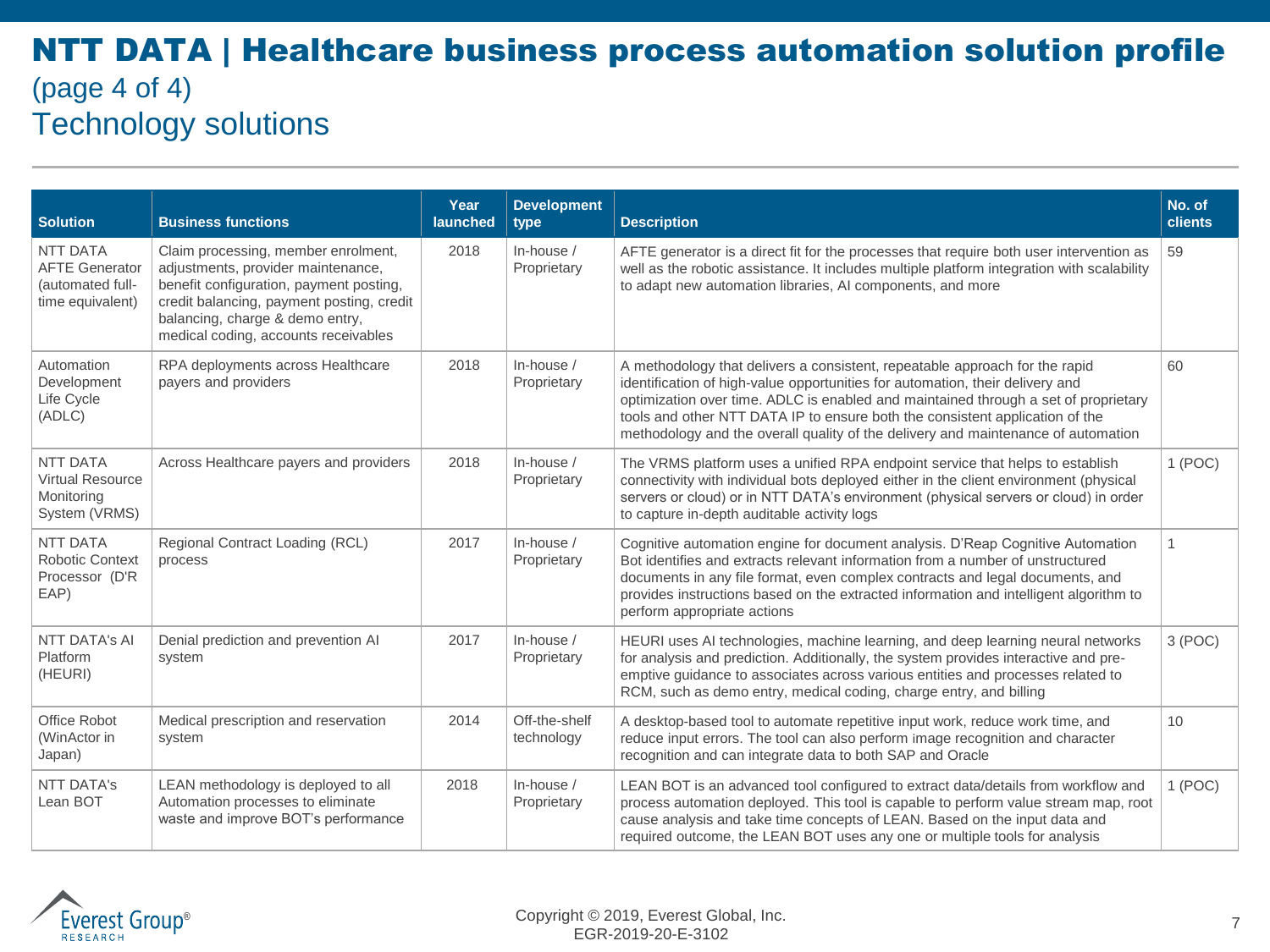# NTT DATA | Healthcare business process automation solution profile

(page 4 of 4)

## Technology solutions

| Solution | Business functions | Year launched | Development type | Description | No. of clients |
|---|---|---|---|---|---|
| NTT DATA AFTE Generator (automated full-time equivalent) | Claim processing, member enrolment, adjustments, provider maintenance, benefit configuration, payment posting, credit balancing, payment posting, credit balancing, charge & demo entry, medical coding, accounts receivables | 2018 | In-house / Proprietary | AFTE generator is a direct fit for the processes that require both user intervention as well as the robotic assistance. It includes multiple platform integration with scalability to adapt new automation libraries, AI components, and more | 59 |
| Automation Development Life Cycle (ADLC) | RPA deployments across Healthcare payers and providers | 2018 | In-house / Proprietary | A methodology that delivers a consistent, repeatable approach for the rapid identification of high-value opportunities for automation, their delivery and optimization over time. ADLC is enabled and maintained through a set of proprietary tools and other NTT DATA IP to ensure both the consistent application of the methodology and the overall quality of the delivery and maintenance of automation | 60 |
| NTT DATA Virtual Resource Monitoring System (VRMS) | Across Healthcare payers and providers | 2018 | In-house / Proprietary | The VRMS platform uses a unified RPA endpoint service that helps to establish connectivity with individual bots deployed either in the client environment (physical servers or cloud) or in NTT DATA's environment (physical servers or cloud) in order to capture in-depth auditable activity logs | 1 (POC) |
| NTT DATA Robotic Context Processor (D'R EAP) | Regional Contract Loading (RCL) process | 2017 | In-house / Proprietary | Cognitive automation engine for document analysis. D'Reap Cognitive Automation Bot identifies and extracts relevant information from a number of unstructured documents in any file format, even complex contracts and legal documents, and provides instructions based on the extracted information and intelligent algorithm to perform appropriate actions | 1 |
| NTT DATA's AI Platform (HEURI) | Denial prediction and prevention AI system | 2017 | In-house / Proprietary | HEURI uses AI technologies, machine learning, and deep learning neural networks for analysis and prediction. Additionally, the system provides interactive and pre-emptive guidance to associates across various entities and processes related to RCM, such as demo entry, medical coding, charge entry, and billing | 3 (POC) |
| Office Robot (WinActor in Japan) | Medical prescription and reservation system | 2014 | Off-the-shelf technology | A desktop-based tool to automate repetitive input work, reduce work time, and reduce input errors. The tool can also perform image recognition and character recognition and can integrate data to both SAP and Oracle | 10 |
| NTT DATA's Lean BOT | LEAN methodology is deployed to all Automation processes to eliminate waste and improve BOT's performance | 2018 | In-house / Proprietary | LEAN BOT is an advanced tool configured to extract data/details from workflow and process automation deployed. This tool is capable to perform value stream map, root cause analysis and take time concepts of LEAN. Based on the input data and required outcome, the LEAN BOT uses any one or multiple tools for analysis | 1 (POC) |

Copyright © 2019, Everest Global, Inc.
EGR-2019-20-E-3102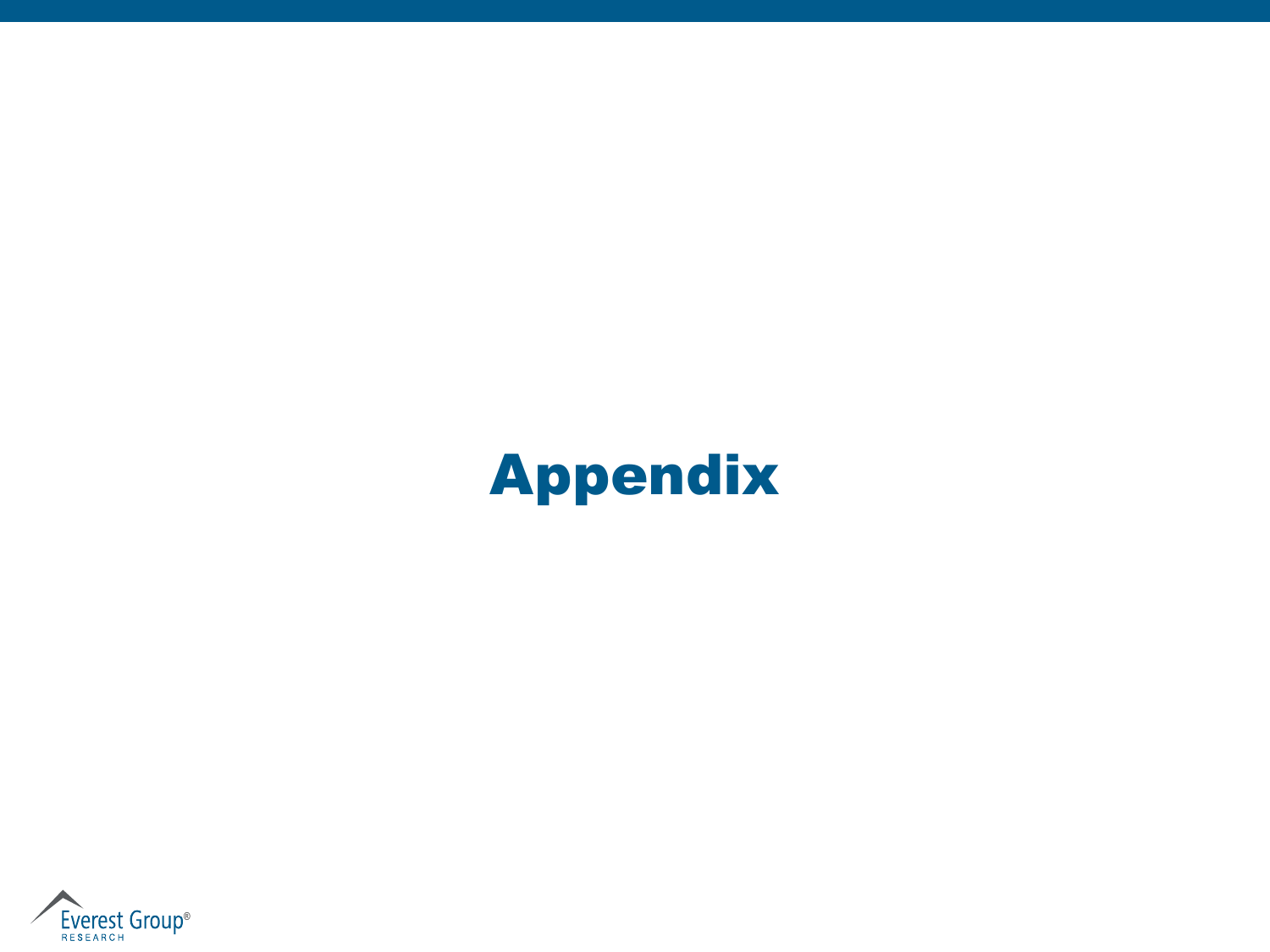# Appendix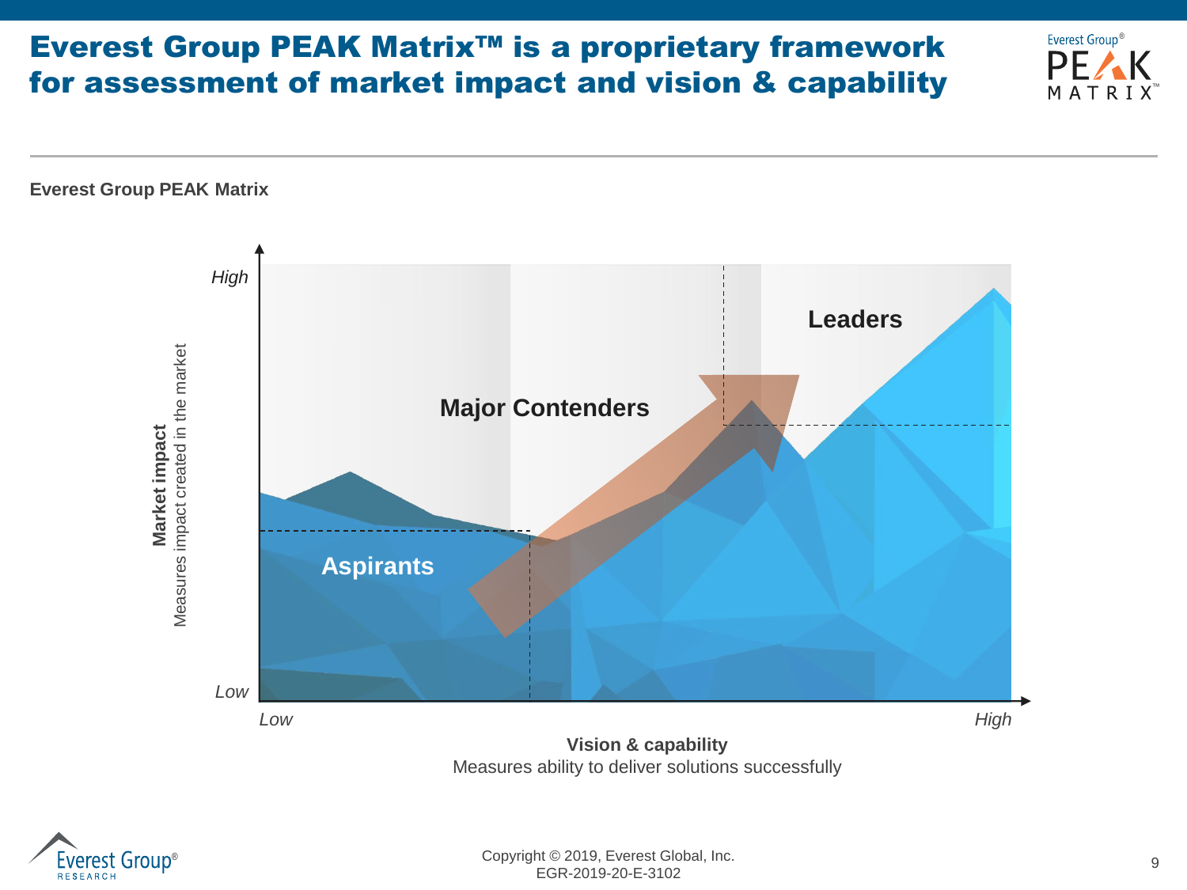# Everest Group PEAK Matrix™ is a proprietary framework for assessment of market impact and vision & capability

**Everest Group PEAK Matrix**

Market impact
Measures impact created in the market

*High*

*Low*

Leaders

Major Contenders

Aspirants

*Low*

*High*

**Vision & capability**
Measures ability to deliver solutions successfully

Copyright © 2019, Everest Global, Inc.
EGR-2019-20-E-3102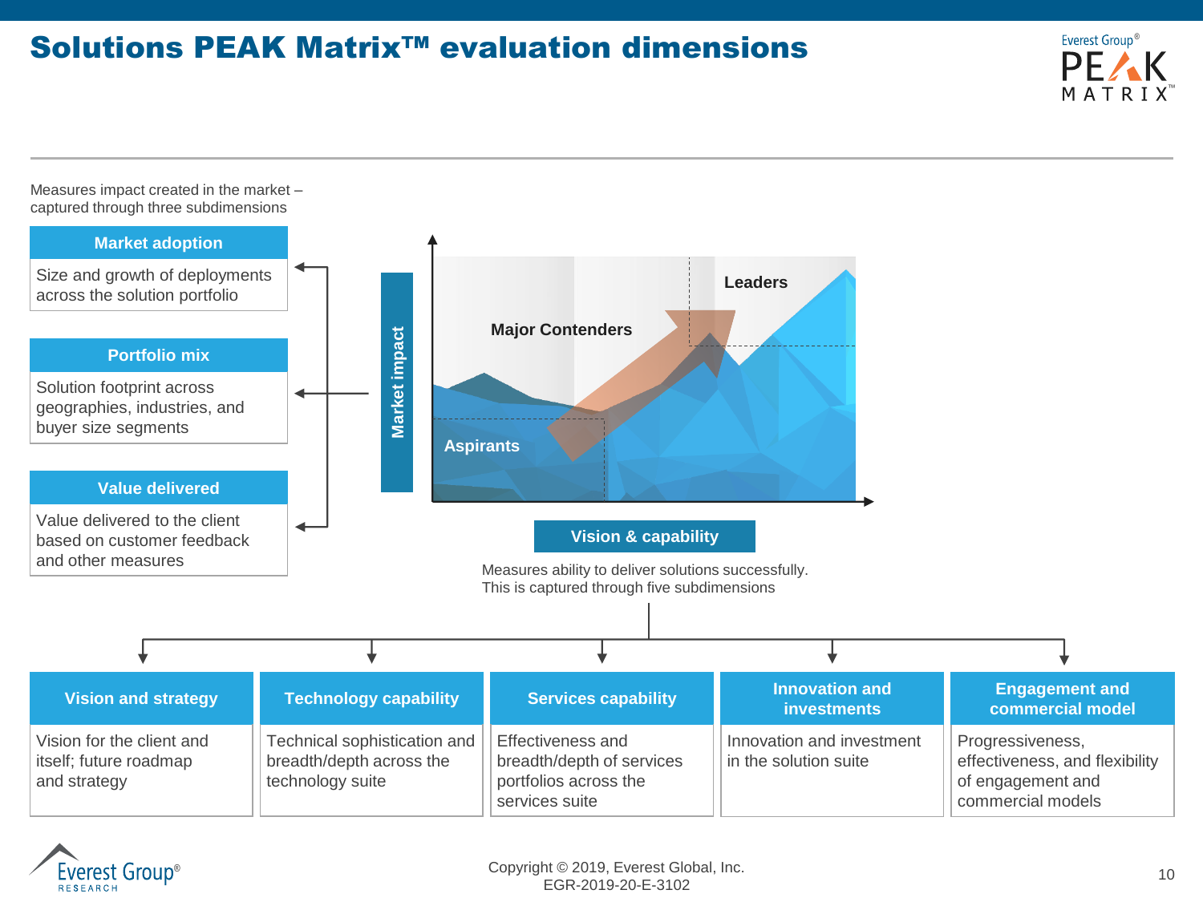# Solutions PEAK Matrix™ evaluation dimensions

Measures impact created in the market – captured through three subdimensions

**Market adoption**
Size and growth of deployments across the solution portfolio

**Portfolio mix**
Solution footprint across geographies, industries, and buyer size segments

**Value delivered**
Value delivered to the client based on customer feedback and other measures

Market impact

Leaders

Major Contenders

Aspirants

**Vision & capability**

Measures ability to deliver solutions successfully. This is captured through five subdimensions

| Vision and strategy | Technology capability | Services capability | Innovation and investments | Engagement and commercial model |
|---|---|---|---|---|
| Vision for the client and itself; future roadmap and strategy | Technical sophistication and breadth/depth across the technology suite | Effectiveness and breadth/depth of services portfolios across the services suite | Innovation and investment in the solution suite | Progressiveness, effectiveness, and flexibility of engagement and commercial models |

Copyright © 2019, Everest Global, Inc.
EGR-2019-20-E-3102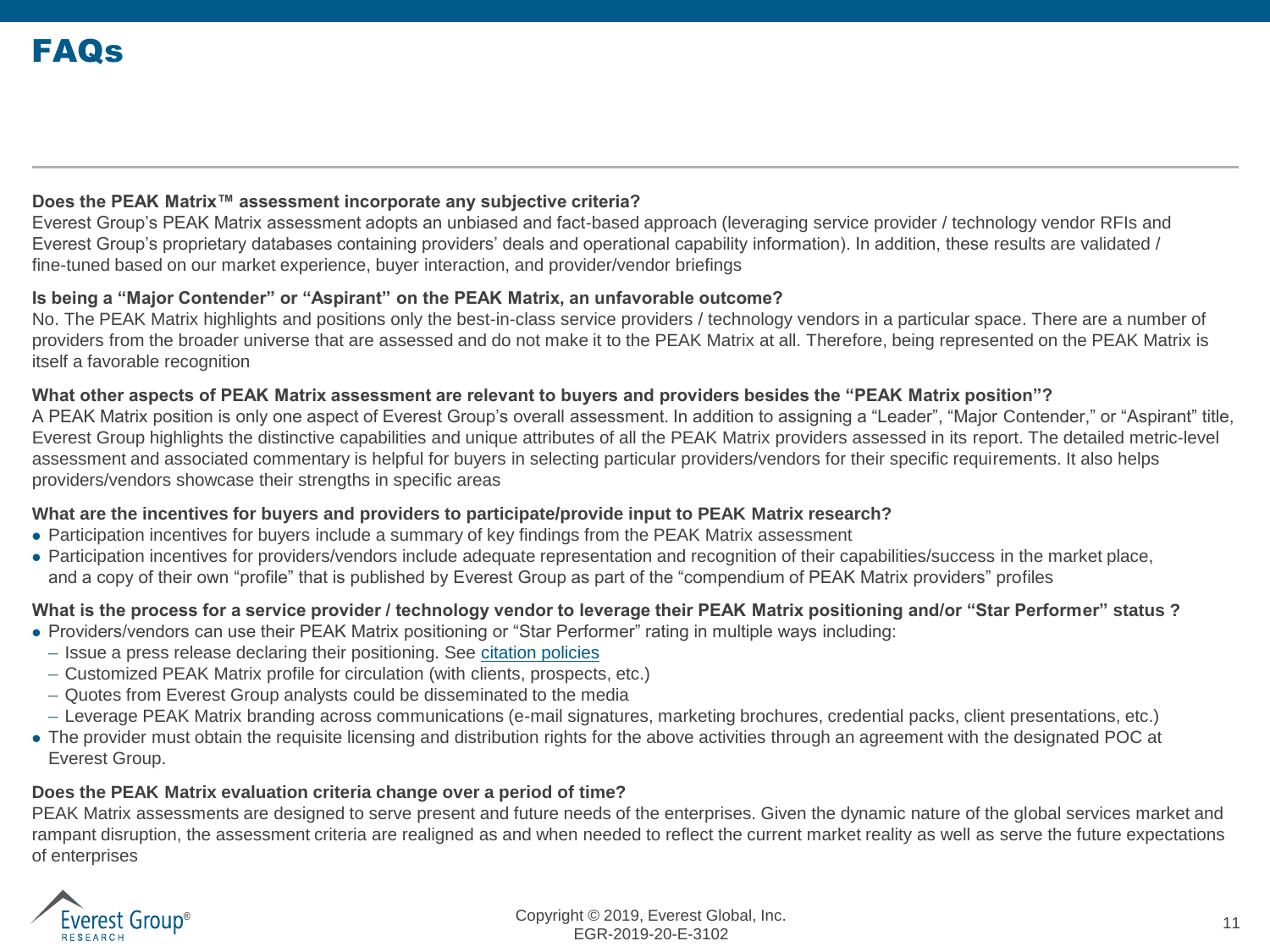# FAQs

**Does the PEAK Matrix™ assessment incorporate any subjective criteria?**

Everest Group's PEAK Matrix assessment adopts an unbiased and fact-based approach (leveraging service provider / technology vendor RFIs and Everest Group's proprietary databases containing providers' deals and operational capability information). In addition, these results are validated / fine-tuned based on our market experience, buyer interaction, and provider/vendor briefings

**Is being a "Major Contender" or "Aspirant" on the PEAK Matrix, an unfavorable outcome?**

No. The PEAK Matrix highlights and positions only the best-in-class service providers / technology vendors in a particular space. There are a number of providers from the broader universe that are assessed and do not make it to the PEAK Matrix at all. Therefore, being represented on the PEAK Matrix is itself a favorable recognition

**What other aspects of PEAK Matrix assessment are relevant to buyers and providers besides the "PEAK Matrix position"?**

A PEAK Matrix position is only one aspect of Everest Group's overall assessment. In addition to assigning a "Leader", "Major Contender," or "Aspirant" title, Everest Group highlights the distinctive capabilities and unique attributes of all the PEAK Matrix providers assessed in its report. The detailed metric-level assessment and associated commentary is helpful for buyers in selecting particular providers/vendors for their specific requirements. It also helps providers/vendors showcase their strengths in specific areas

**What are the incentives for buyers and providers to participate/provide input to PEAK Matrix research?**

- Participation incentives for buyers include a summary of key findings from the PEAK Matrix assessment
- Participation incentives for providers/vendors include adequate representation and recognition of their capabilities/success in the market place, and a copy of their own "profile" that is published by Everest Group as part of the "compendium of PEAK Matrix providers" profiles

**What is the process for a service provider / technology vendor to leverage their PEAK Matrix positioning and/or "Star Performer" status ?**

- Providers/vendors can use their PEAK Matrix positioning or "Star Performer" rating in multiple ways including:
  - Issue a press release declaring their positioning. See citation policies
  - Customized PEAK Matrix profile for circulation (with clients, prospects, etc.)
  - Quotes from Everest Group analysts could be disseminated to the media
  - Leverage PEAK Matrix branding across communications (e-mail signatures, marketing brochures, credential packs, client presentations, etc.)
- The provider must obtain the requisite licensing and distribution rights for the above activities through an agreement with the designated POC at Everest Group.

**Does the PEAK Matrix evaluation criteria change over a period of time?**

PEAK Matrix assessments are designed to serve present and future needs of the enterprises. Given the dynamic nature of the global services market and rampant disruption, the assessment criteria are realigned as and when needed to reflect the current market reality as well as serve the future expectations of enterprises

Copyright © 2019, Everest Global, Inc.
EGR-2019-20-E-3102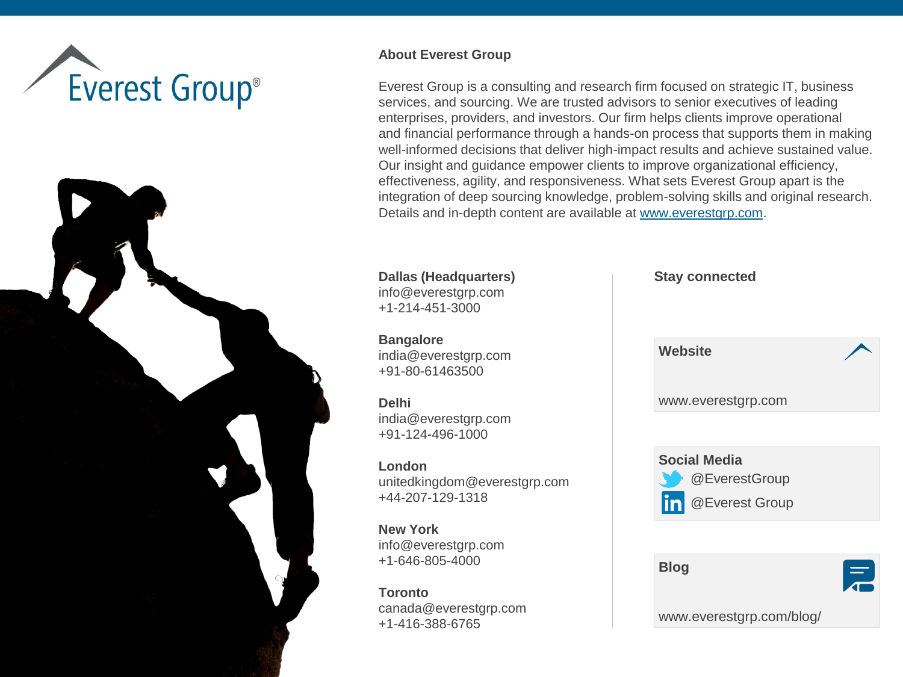Everest Group®

## About Everest Group

Everest Group is a consulting and research firm focused on strategic IT, business services, and sourcing. We are trusted advisors to senior executives of leading enterprises, providers, and investors. Our firm helps clients improve operational and financial performance through a hands-on process that supports them in making well-informed decisions that deliver high-impact results and achieve sustained value. Our insight and guidance empower clients to improve organizational efficiency, effectiveness, agility, and responsiveness. What sets Everest Group apart is the integration of deep sourcing knowledge, problem-solving skills and original research. Details and in-depth content are available at www.everestgrp.com.

**Dallas (Headquarters)**
info@everestgrp.com
+1-214-451-3000

**Bangalore**
india@everestgrp.com
+91-80-61463500

**Delhi**
india@everestgrp.com
+91-124-496-1000

**London**
unitedkingdom@everestgrp.com
+44-207-129-1318

**New York**
info@everestgrp.com
+1-646-805-4000

**Toronto**
canada@everestgrp.com
+1-416-388-6765

## Stay connected

**Website**
www.everestgrp.com

**Social Media**
@EverestGroup
@Everest Group

**Blog**
www.everestgrp.com/blog/